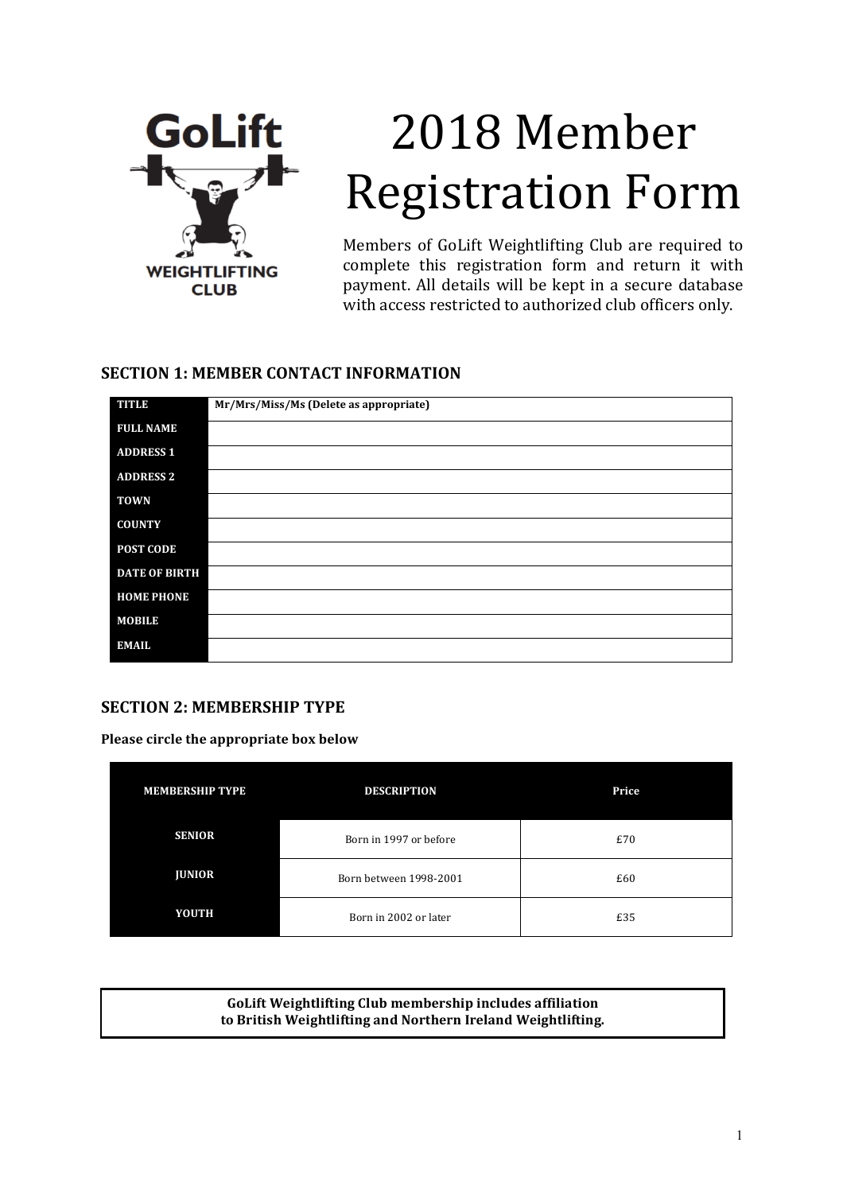# 2018 Member Registration Form

Members of GoLift Weightlifting Club are required to complete this registration form and return it with payment. All details will be kept in a secure database with access restricted to authorized club officers only.

## SECTION 1: MEMBER CONTACT INFORMATION

| | |
|---|---|
| **TITLE** | **Mr/Mrs/Miss/Ms (Delete as appropriate)** |
| **FULL NAME** | |
| **ADDRESS 1** | |
| **ADDRESS 2** | |
| **TOWN** | |
| **COUNTY** | |
| **POST CODE** | |
| **DATE OF BIRTH** | |
| **HOME PHONE** | |
| **MOBILE** | |
| **EMAIL** | |

## SECTION 2: MEMBERSHIP TYPE

**Please circle the appropriate box below**

| MEMBERSHIP TYPE | DESCRIPTION | Price |
|---|---|---|
| **SENIOR** | Born in 1997 or before | £70 |
| **JUNIOR** | Born between 1998-2001 | £60 |
| **YOUTH** | Born in 2002 or later | £35 |

**GoLift Weightlifting Club membership includes affiliation to British Weightlifting and Northern Ireland Weightlifting.**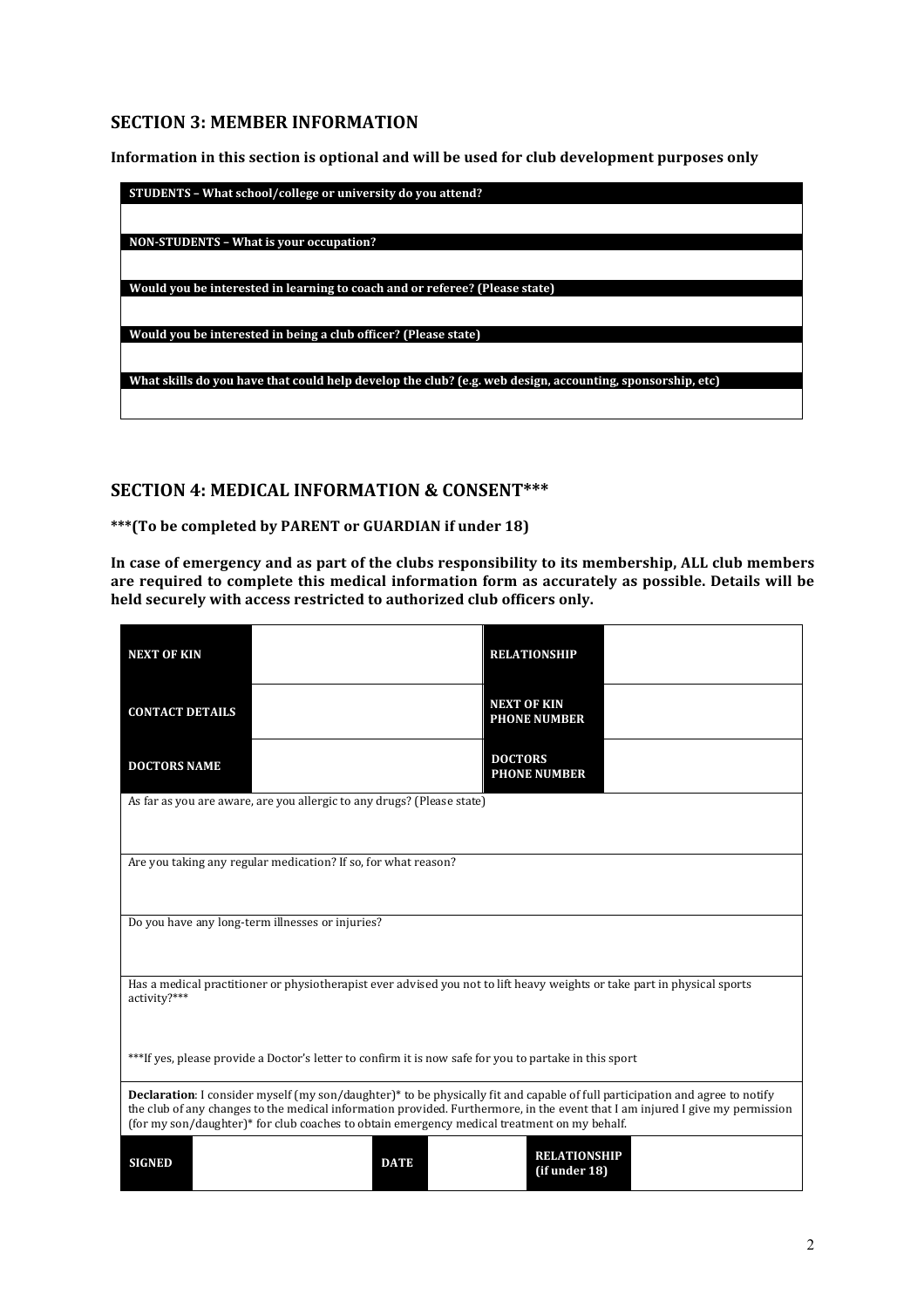## SECTION 3: MEMBER INFORMATION

**Information in this section is optional and will be used for club development purposes only**

| **STUDENTS – What school/college or university do you attend?** |
|---|
| |
| **NON-STUDENTS – What is your occupation?** |
| |
| **Would you be interested in learning to coach and or referee? (Please state)** |
| |
| **Would you be interested in being a club officer? (Please state)** |
| |
| **What skills do you have that could help develop the club? (e.g. web design, accounting, sponsorship, etc)** |
| |

## SECTION 4: MEDICAL INFORMATION & CONSENT***

**\*\*\*(To be completed by PARENT or GUARDIAN if under 18)**

**In case of emergency and as part of the clubs responsibility to its membership, ALL club members are required to complete this medical information form as accurately as possible. Details will be held securely with access restricted to authorized club officers only.**

| **NEXT OF KIN** | | **RELATIONSHIP** | |
|---|---|---|---|
| **CONTACT DETAILS** | | **NEXT OF KIN PHONE NUMBER** | |
| **DOCTORS NAME** | | **DOCTORS PHONE NUMBER** | |

| As far as you are aware, are you allergic to any drugs? (Please state) |
|---|
| Are you taking any regular medication? If so, for what reason? |
| Do you have any long-term illnesses or injuries? |
| Has a medical practitioner or physiotherapist ever advised you not to lift heavy weights or take part in physical sports activity?*** <br><br> ***If yes, please provide a Doctor's letter to confirm it is now safe for you to partake in this sport |
| **Declaration**: I consider myself (my son/daughter)* to be physically fit and capable of full participation and agree to notify the club of any changes to the medical information provided. Furthermore, in the event that I am injured I give my permission (for my son/daughter)* for club coaches to obtain emergency medical treatment on my behalf. |

| **SIGNED** | | **DATE** | | **RELATIONSHIP (if under 18)** | |
|---|---|---|---|---|---|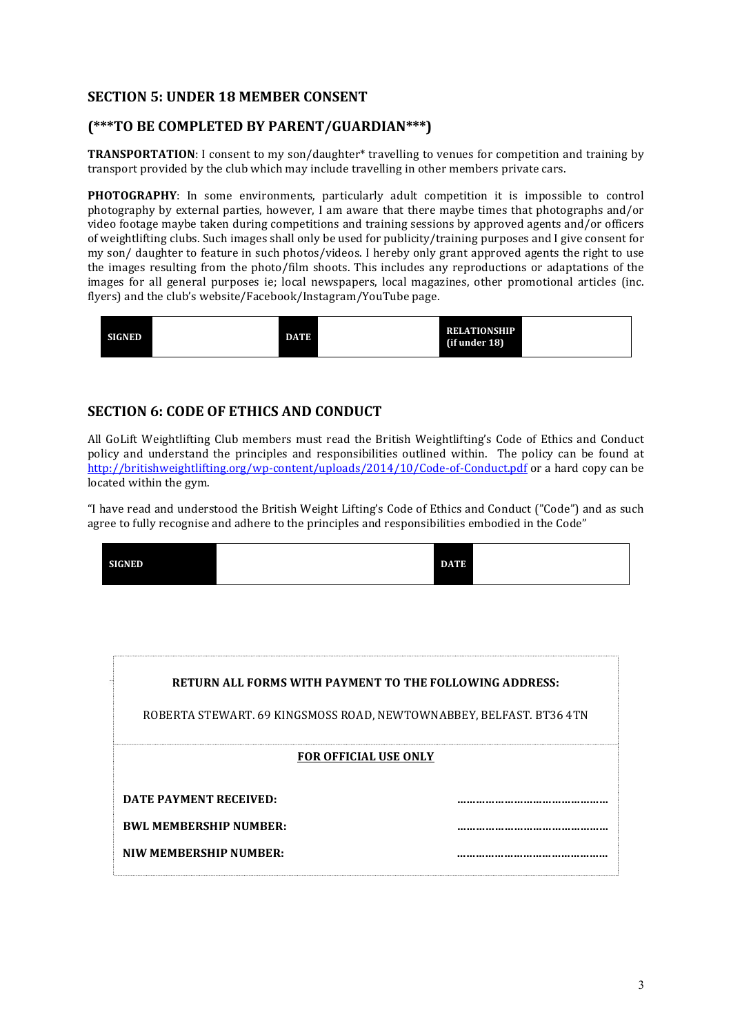## SECTION 5: UNDER 18 MEMBER CONSENT

## (***TO BE COMPLETED BY PARENT/GUARDIAN***)

**TRANSPORTATION**: I consent to my son/daughter* travelling to venues for competition and training by transport provided by the club which may include travelling in other members private cars.

**PHOTOGRAPHY**: In some environments, particularly adult competition it is impossible to control photography by external parties, however, I am aware that there maybe times that photographs and/or video footage maybe taken during competitions and training sessions by approved agents and/or officers of weightlifting clubs. Such images shall only be used for publicity/training purposes and I give consent for my son/ daughter to feature in such photos/videos. I hereby only grant approved agents the right to use the images resulting from the photo/film shoots. This includes any reproductions or adaptations of the images for all general purposes ie; local newspapers, local magazines, other promotional articles (inc. flyers) and the club's website/Facebook/Instagram/YouTube page.

| | | | | | |
|---|---|---|---|---|---|
| **SIGNED** | | **DATE** | | **RELATIONSHIP (if under 18)** | |

## SECTION 6: CODE OF ETHICS AND CONDUCT

All GoLift Weightlifting Club members must read the British Weightlifting's Code of Ethics and Conduct policy and understand the principles and responsibilities outlined within. The policy can be found at http://britishweightlifting.org/wp-content/uploads/2014/10/Code-of-Conduct.pdf or a hard copy can be located within the gym.

"I have read and understood the British Weight Lifting's Code of Ethics and Conduct ("Code") and as such agree to fully recognise and adhere to the principles and responsibilities embodied in the Code"

| | | | |
|---|---|---|---|
| **SIGNED** | | **DATE** | |

**RETURN ALL FORMS WITH PAYMENT TO THE FOLLOWING ADDRESS:**

ROBERTA STEWART. 69 KINGSMOSS ROAD, NEWTOWNABBEY, BELFAST. BT36 4TN

**FOR OFFICIAL USE ONLY**

**DATE PAYMENT RECEIVED:** ……………………………………….

**BWL MEMBERSHIP NUMBER:** ……………………………………….

**NIW MEMBERSHIP NUMBER:** ……………………………………….